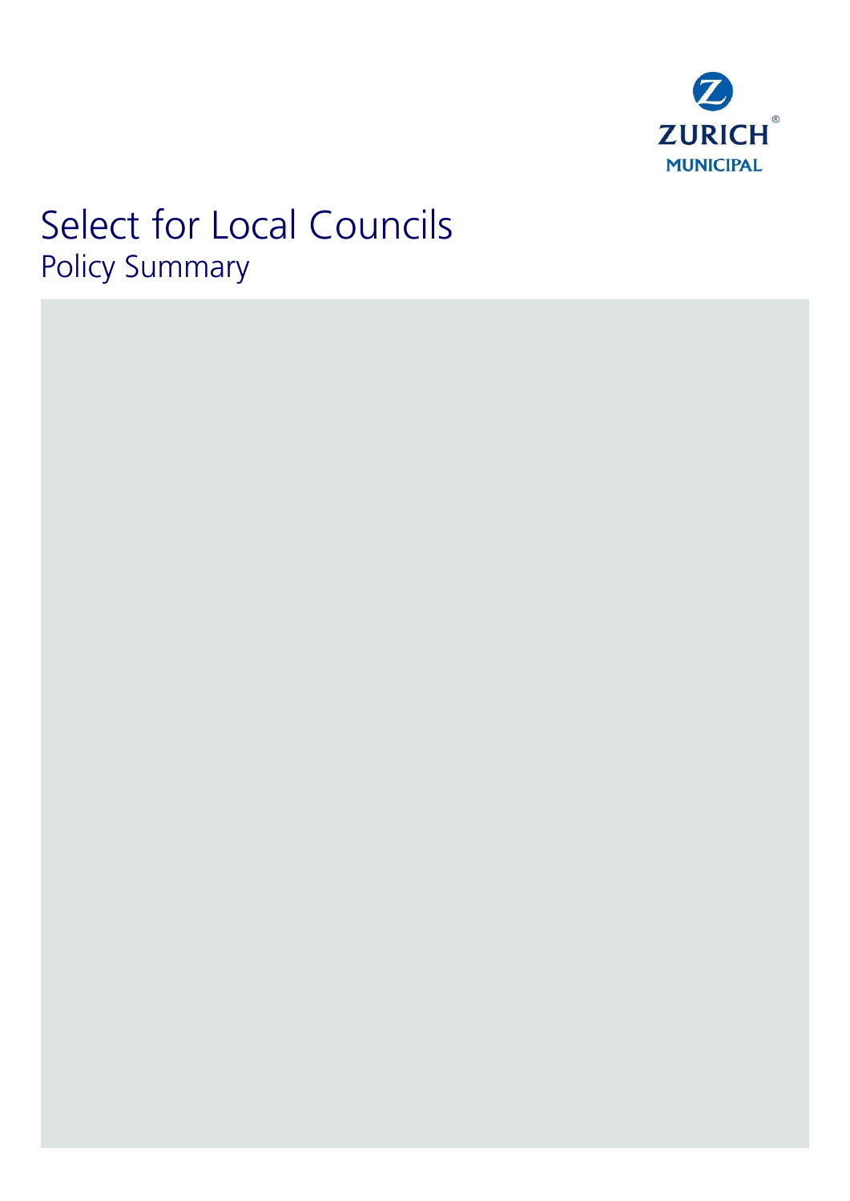ZURICH®
MUNICIPAL

# Select for Local Councils
## Policy Summary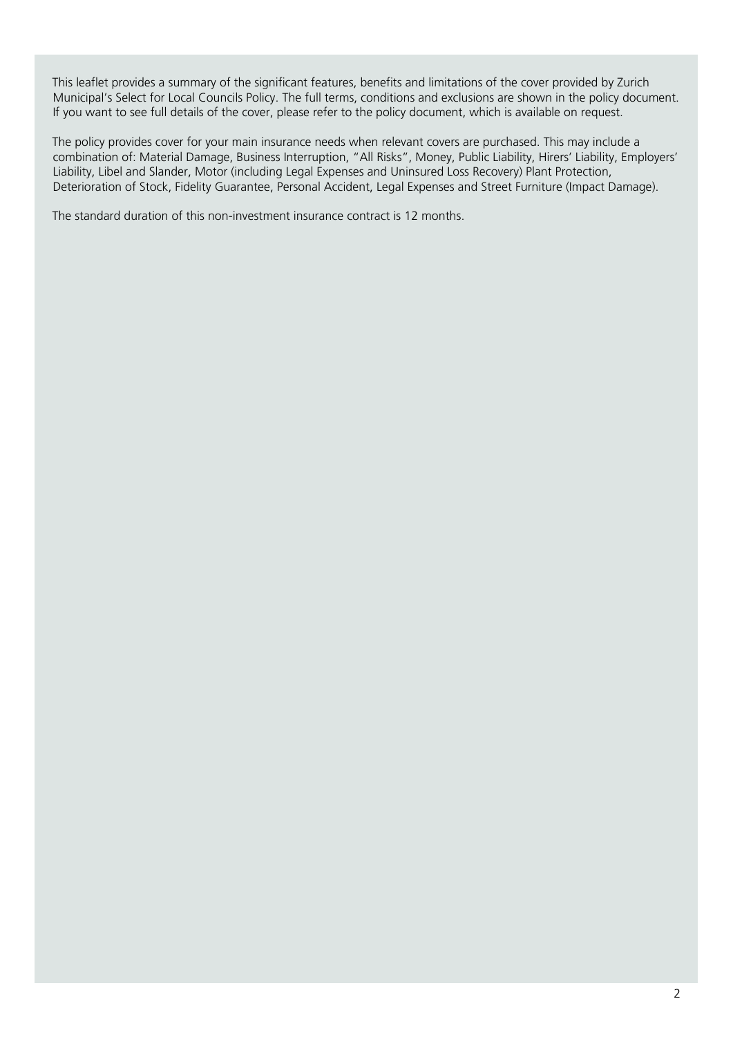This leaflet provides a summary of the significant features, benefits and limitations of the cover provided by Zurich Municipal's Select for Local Councils Policy. The full terms, conditions and exclusions are shown in the policy document. If you want to see full details of the cover, please refer to the policy document, which is available on request.

The policy provides cover for your main insurance needs when relevant covers are purchased. This may include a combination of: Material Damage, Business Interruption, "All Risks", Money, Public Liability, Hirers' Liability, Employers' Liability, Libel and Slander, Motor (including Legal Expenses and Uninsured Loss Recovery) Plant Protection, Deterioration of Stock, Fidelity Guarantee, Personal Accident, Legal Expenses and Street Furniture (Impact Damage).

The standard duration of this non-investment insurance contract is 12 months.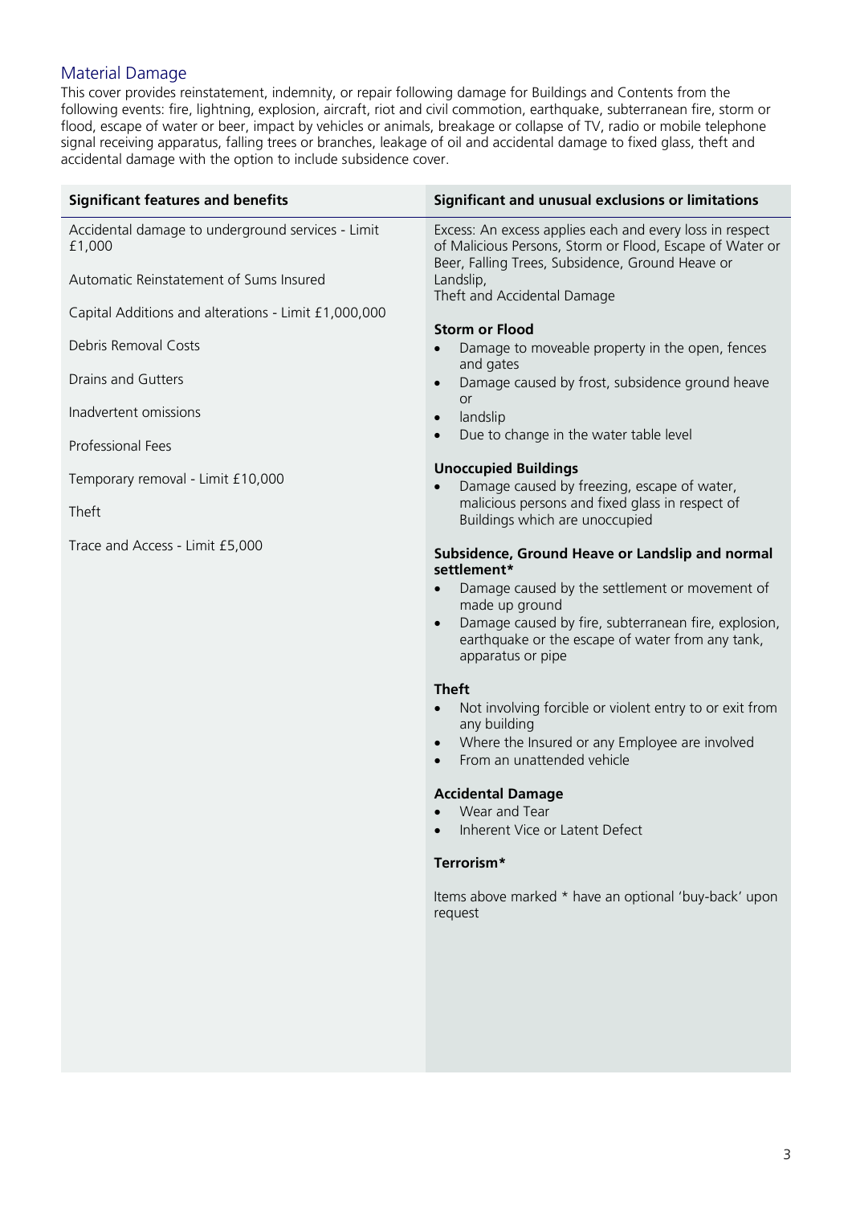## Material Damage

This cover provides reinstatement, indemnity, or repair following damage for Buildings and Contents from the following events: fire, lightning, explosion, aircraft, riot and civil commotion, earthquake, subterranean fire, storm or flood, escape of water or beer, impact by vehicles or animals, breakage or collapse of TV, radio or mobile telephone signal receiving apparatus, falling trees or branches, leakage of oil and accidental damage to fixed glass, theft and accidental damage with the option to include subsidence cover.

| Significant features and benefits | Significant and unusual exclusions or limitations |
|---|---|
| Accidental damage to underground services - Limit £1,000<br><br>Automatic Reinstatement of Sums Insured<br><br>Capital Additions and alterations - Limit £1,000,000<br><br>Debris Removal Costs<br><br>Drains and Gutters<br><br>Inadvertent omissions<br><br>Professional Fees<br><br>Temporary removal - Limit £10,000<br><br>Theft<br><br>Trace and Access - Limit £5,000 | Excess: An excess applies each and every loss in respect of Malicious Persons, Storm or Flood, Escape of Water or Beer, Falling Trees, Subsidence, Ground Heave or Landslip, Theft and Accidental Damage<br><br>**Storm or Flood**<br>• Damage to moveable property in the open, fences and gates<br>• Damage caused by frost, subsidence ground heave or<br>• landslip<br>• Due to change in the water table level<br><br>**Unoccupied Buildings**<br>• Damage caused by freezing, escape of water, malicious persons and fixed glass in respect of Buildings which are unoccupied<br><br>**Subsidence, Ground Heave or Landslip and normal settlement***<br>• Damage caused by the settlement or movement of made up ground<br>• Damage caused by fire, subterranean fire, explosion, earthquake or the escape of water from any tank, apparatus or pipe<br><br>**Theft**<br>• Not involving forcible or violent entry to or exit from any building<br>• Where the Insured or any Employee are involved<br>• From an unattended vehicle<br><br>**Accidental Damage**<br>• Wear and Tear<br>• Inherent Vice or Latent Defect<br><br>**Terrorism***<br><br>Items above marked * have an optional 'buy-back' upon request |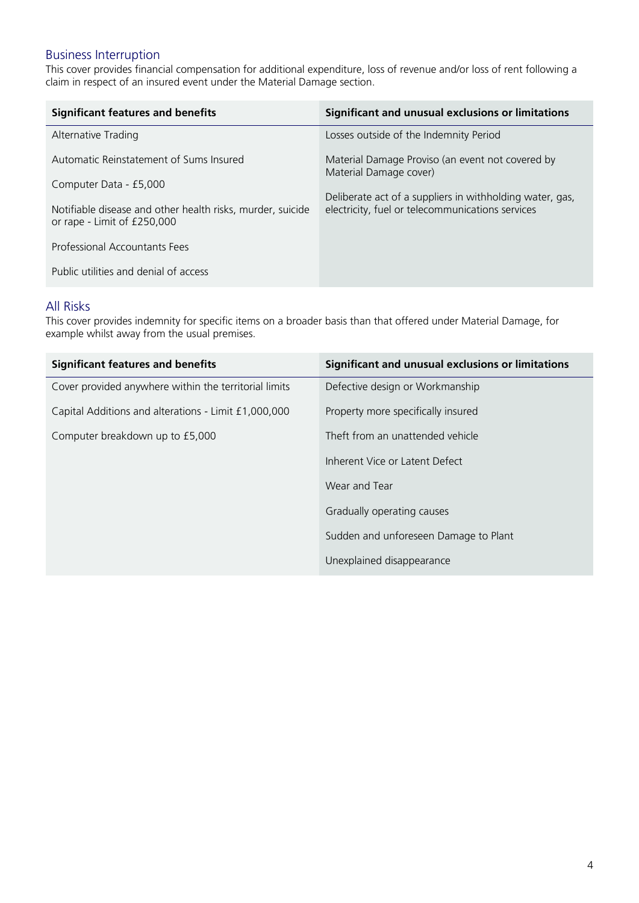## Business Interruption

This cover provides financial compensation for additional expenditure, loss of revenue and/or loss of rent following a claim in respect of an insured event under the Material Damage section.

| Significant features and benefits | Significant and unusual exclusions or limitations |
| --- | --- |
| Alternative Trading | Losses outside of the Indemnity Period |
| Automatic Reinstatement of Sums Insured | Material Damage Proviso (an event not covered by Material Damage cover) |
| Computer Data - £5,000 | Deliberate act of a suppliers in withholding water, gas, electricity, fuel or telecommunications services |
| Notifiable disease and other health risks, murder, suicide or rape - Limit of £250,000 | |
| Professional Accountants Fees | |
| Public utilities and denial of access | |

## All Risks

This cover provides indemnity for specific items on a broader basis than that offered under Material Damage, for example whilst away from the usual premises.

| Significant features and benefits | Significant and unusual exclusions or limitations |
| --- | --- |
| Cover provided anywhere within the territorial limits | Defective design or Workmanship |
| Capital Additions and alterations - Limit £1,000,000 | Property more specifically insured |
| Computer breakdown up to £5,000 | Theft from an unattended vehicle |
| | Inherent Vice or Latent Defect |
| | Wear and Tear |
| | Gradually operating causes |
| | Sudden and unforeseen Damage to Plant |
| | Unexplained disappearance |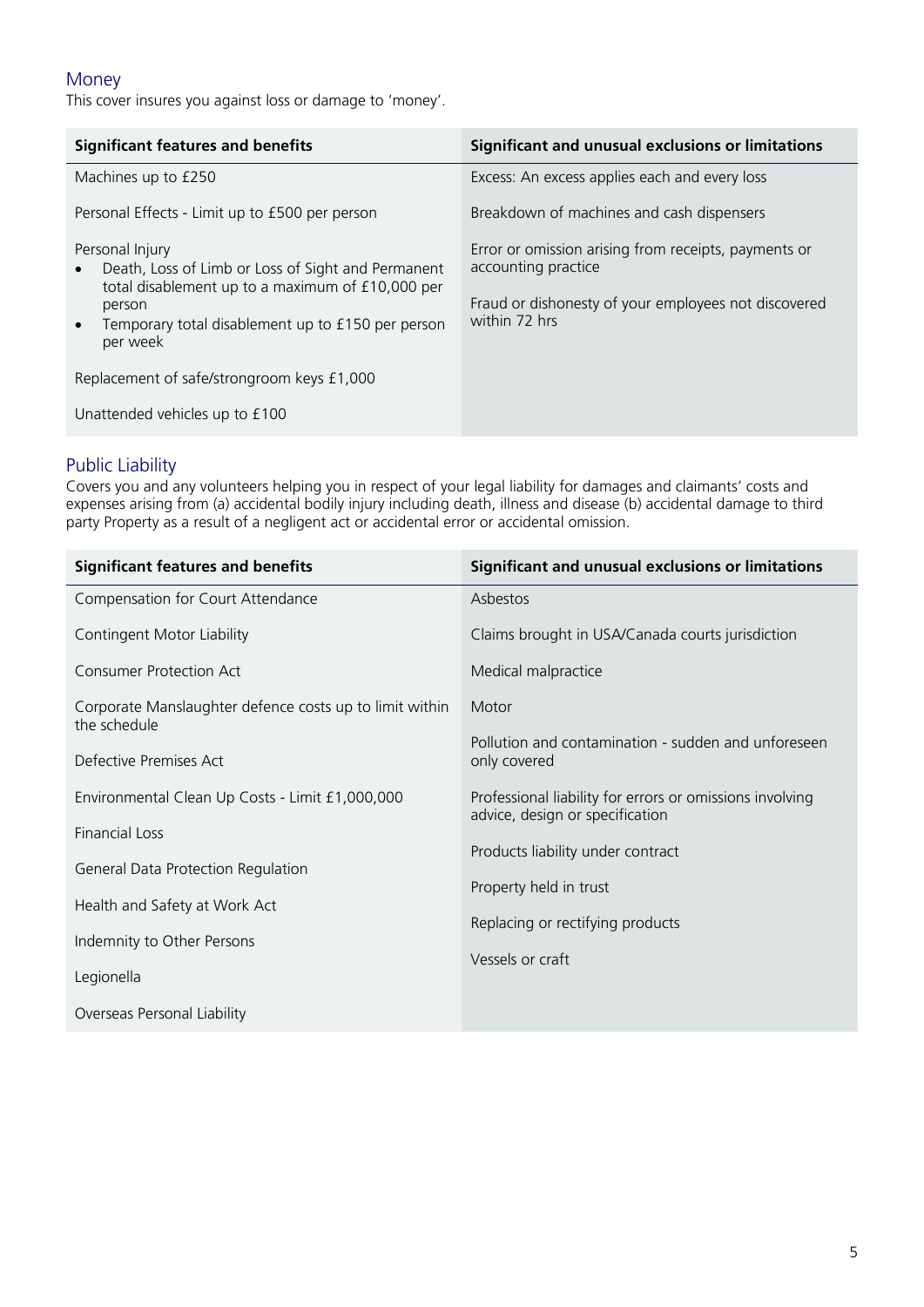## Money

This cover insures you against loss or damage to 'money'.

| Significant features and benefits | Significant and unusual exclusions or limitations |
|---|---|
| Machines up to £250 | Excess: An excess applies each and every loss |
| Personal Effects - Limit up to £500 per person | Breakdown of machines and cash dispensers |
| Personal Injury<br>• Death, Loss of Limb or Loss of Sight and Permanent total disablement up to a maximum of £10,000 per person<br>• Temporary total disablement up to £150 per person per week | Error or omission arising from receipts, payments or accounting practice<br><br>Fraud or dishonesty of your employees not discovered within 72 hrs |
| Replacement of safe/strongroom keys £1,000 | |
| Unattended vehicles up to £100 | |

## Public Liability

Covers you and any volunteers helping you in respect of your legal liability for damages and claimants' costs and expenses arising from (a) accidental bodily injury including death, illness and disease (b) accidental damage to third party Property as a result of a negligent act or accidental error or accidental omission.

| Significant features and benefits | Significant and unusual exclusions or limitations |
|---|---|
| Compensation for Court Attendance | Asbestos |
| Contingent Motor Liability | Claims brought in USA/Canada courts jurisdiction |
| Consumer Protection Act | Medical malpractice |
| Corporate Manslaughter defence costs up to limit within the schedule | Motor |
| Defective Premises Act | Pollution and contamination - sudden and unforeseen only covered |
| Environmental Clean Up Costs - Limit £1,000,000 | Professional liability for errors or omissions involving advice, design or specification |
| Financial Loss | Products liability under contract |
| General Data Protection Regulation | Property held in trust |
| Health and Safety at Work Act | Replacing or rectifying products |
| Indemnity to Other Persons | Vessels or craft |
| Legionella | |
| Overseas Personal Liability | |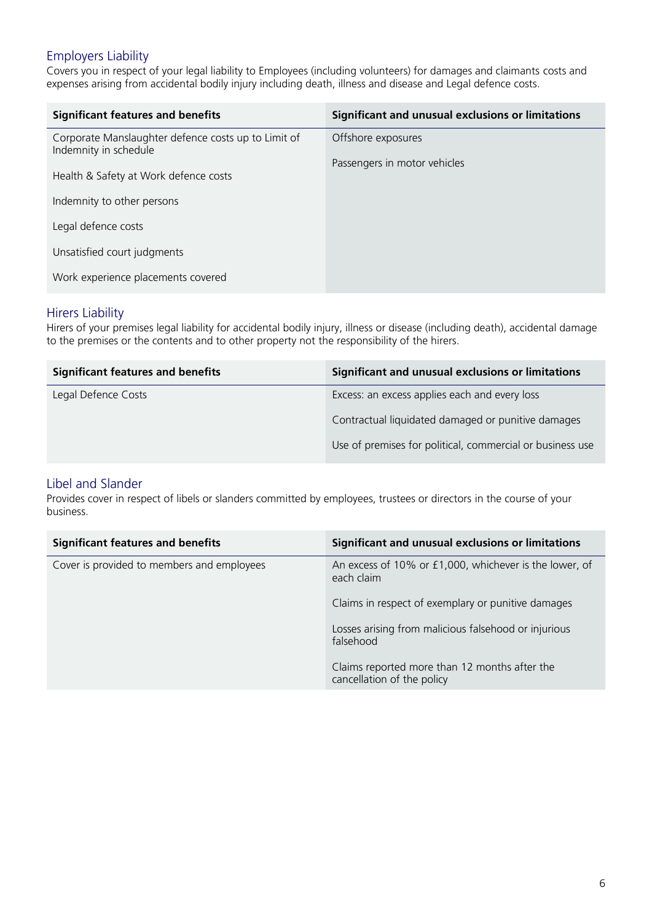## Employers Liability

Covers you in respect of your legal liability to Employees (including volunteers) for damages and claimants costs and expenses arising from accidental bodily injury including death, illness and disease and Legal defence costs.

| Significant features and benefits | Significant and unusual exclusions or limitations |
|---|---|
| Corporate Manslaughter defence costs up to Limit of Indemnity in schedule | Offshore exposures |
| Health & Safety at Work defence costs | Passengers in motor vehicles |
| Indemnity to other persons | |
| Legal defence costs | |
| Unsatisfied court judgments | |
| Work experience placements covered | |

## Hirers Liability

Hirers of your premises legal liability for accidental bodily injury, illness or disease (including death), accidental damage to the premises or the contents and to other property not the responsibility of the hirers.

| Significant features and benefits | Significant and unusual exclusions or limitations |
|---|---|
| Legal Defence Costs | Excess: an excess applies each and every loss |
| | Contractual liquidated damaged or punitive damages |
| | Use of premises for political, commercial or business use |

## Libel and Slander

Provides cover in respect of libels or slanders committed by employees, trustees or directors in the course of your business.

| Significant features and benefits | Significant and unusual exclusions or limitations |
|---|---|
| Cover is provided to members and employees | An excess of 10% or £1,000, whichever is the lower, of each claim |
| | Claims in respect of exemplary or punitive damages |
| | Losses arising from malicious falsehood or injurious falsehood |
| | Claims reported more than 12 months after the cancellation of the policy |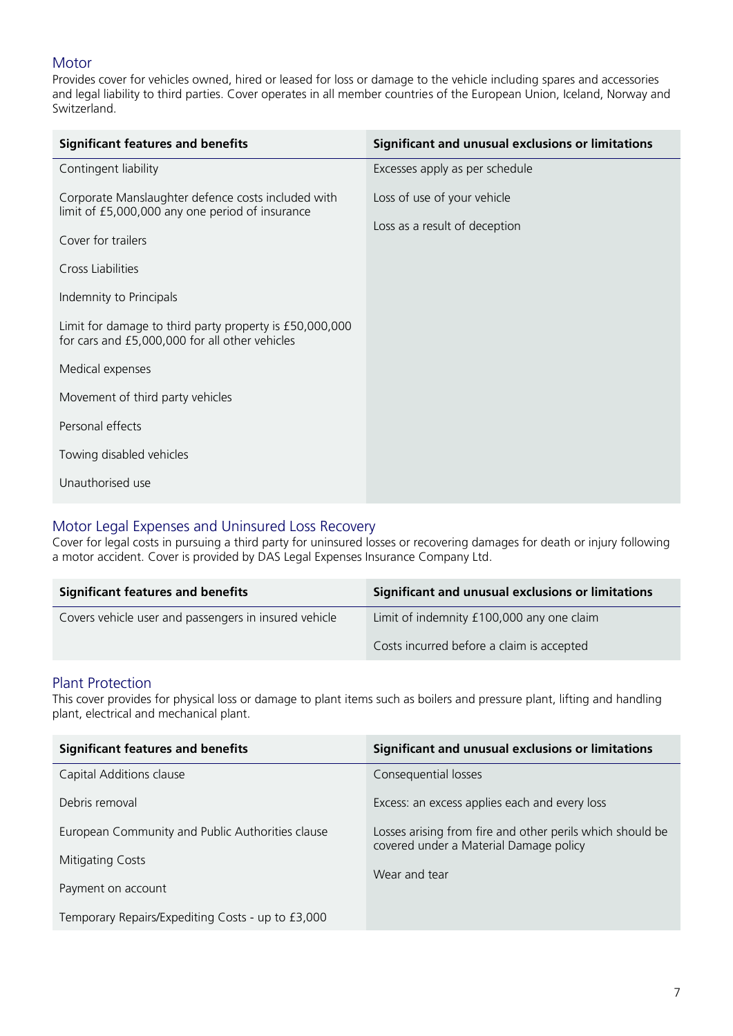## Motor

Provides cover for vehicles owned, hired or leased for loss or damage to the vehicle including spares and accessories and legal liability to third parties. Cover operates in all member countries of the European Union, Iceland, Norway and Switzerland.

| Significant features and benefits | Significant and unusual exclusions or limitations |
|---|---|
| Contingent liability | Excesses apply as per schedule |
| Corporate Manslaughter defence costs included with limit of £5,000,000 any one period of insurance | Loss of use of your vehicle |
| Cover for trailers | Loss as a result of deception |
| Cross Liabilities | |
| Indemnity to Principals | |
| Limit for damage to third party property is £50,000,000 for cars and £5,000,000 for all other vehicles | |
| Medical expenses | |
| Movement of third party vehicles | |
| Personal effects | |
| Towing disabled vehicles | |
| Unauthorised use | |

## Motor Legal Expenses and Uninsured Loss Recovery

Cover for legal costs in pursuing a third party for uninsured losses or recovering damages for death or injury following a motor accident. Cover is provided by DAS Legal Expenses Insurance Company Ltd.

| Significant features and benefits | Significant and unusual exclusions or limitations |
|---|---|
| Covers vehicle user and passengers in insured vehicle | Limit of indemnity £100,000 any one claim |
| | Costs incurred before a claim is accepted |

## Plant Protection

This cover provides for physical loss or damage to plant items such as boilers and pressure plant, lifting and handling plant, electrical and mechanical plant.

| Significant features and benefits | Significant and unusual exclusions or limitations |
|---|---|
| Capital Additions clause | Consequential losses |
| Debris removal | Excess: an excess applies each and every loss |
| European Community and Public Authorities clause | Losses arising from fire and other perils which should be covered under a Material Damage policy |
| Mitigating Costs | Wear and tear |
| Payment on account | |
| Temporary Repairs/Expediting Costs - up to £3,000 | |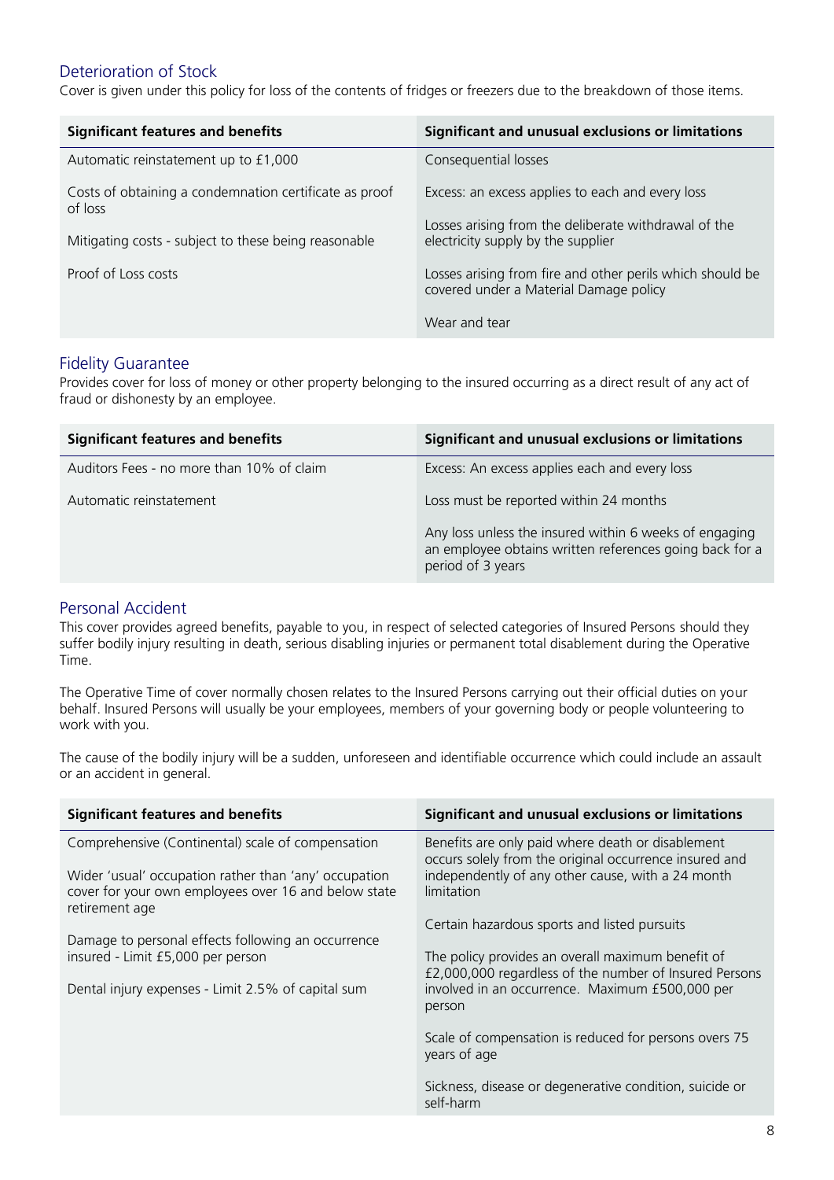## Deterioration of Stock

Cover is given under this policy for loss of the contents of fridges or freezers due to the breakdown of those items.

| Significant features and benefits | Significant and unusual exclusions or limitations |
|---|---|
| Automatic reinstatement up to £1,000 | Consequential losses |
| Costs of obtaining a condemnation certificate as proof of loss | Excess: an excess applies to each and every loss |
| Mitigating costs - subject to these being reasonable | Losses arising from the deliberate withdrawal of the electricity supply by the supplier |
| Proof of Loss costs | Losses arising from fire and other perils which should be covered under a Material Damage policy |
| | Wear and tear |

## Fidelity Guarantee

Provides cover for loss of money or other property belonging to the insured occurring as a direct result of any act of fraud or dishonesty by an employee.

| Significant features and benefits | Significant and unusual exclusions or limitations |
|---|---|
| Auditors Fees - no more than 10% of claim | Excess: An excess applies each and every loss |
| Automatic reinstatement | Loss must be reported within 24 months |
| | Any loss unless the insured within 6 weeks of engaging an employee obtains written references going back for a period of 3 years |

## Personal Accident

This cover provides agreed benefits, payable to you, in respect of selected categories of Insured Persons should they suffer bodily injury resulting in death, serious disabling injuries or permanent total disablement during the Operative Time.

The Operative Time of cover normally chosen relates to the Insured Persons carrying out their official duties on your behalf. Insured Persons will usually be your employees, members of your governing body or people volunteering to work with you.

The cause of the bodily injury will be a sudden, unforeseen and identifiable occurrence which could include an assault or an accident in general.

| Significant features and benefits | Significant and unusual exclusions or limitations |
|---|---|
| Comprehensive (Continental) scale of compensation | Benefits are only paid where death or disablement occurs solely from the original occurrence insured and independently of any other cause, with a 24 month limitation |
| Wider 'usual' occupation rather than 'any' occupation cover for your own employees over 16 and below state retirement age | Certain hazardous sports and listed pursuits |
| Damage to personal effects following an occurrence insured - Limit £5,000 per person | The policy provides an overall maximum benefit of £2,000,000 regardless of the number of Insured Persons involved in an occurrence. Maximum £500,000 per person |
| Dental injury expenses - Limit 2.5% of capital sum | Scale of compensation is reduced for persons overs 75 years of age |
| | Sickness, disease or degenerative condition, suicide or self-harm |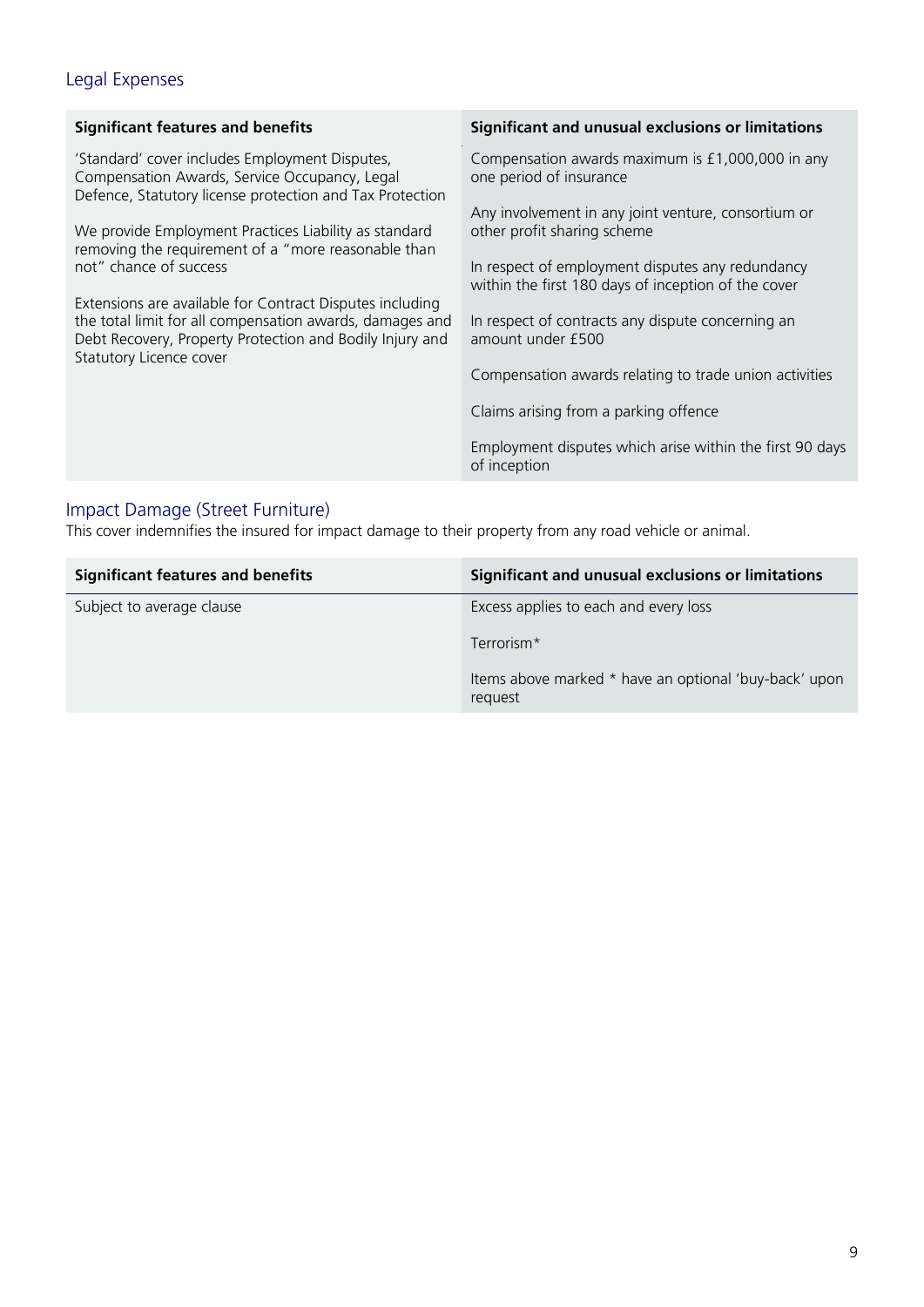## Legal Expenses

| Significant features and benefits | Significant and unusual exclusions or limitations |
|---|---|
| 'Standard' cover includes Employment Disputes, Compensation Awards, Service Occupancy, Legal Defence, Statutory license protection and Tax Protection<br><br>We provide Employment Practices Liability as standard removing the requirement of a "more reasonable than not" chance of success<br><br>Extensions are available for Contract Disputes including the total limit for all compensation awards, damages and Debt Recovery, Property Protection and Bodily Injury and Statutory Licence cover | Compensation awards maximum is £1,000,000 in any one period of insurance<br><br>Any involvement in any joint venture, consortium or other profit sharing scheme<br><br>In respect of employment disputes any redundancy within the first 180 days of inception of the cover<br><br>In respect of contracts any dispute concerning an amount under £500<br><br>Compensation awards relating to trade union activities<br><br>Claims arising from a parking offence<br><br>Employment disputes which arise within the first 90 days of inception |

## Impact Damage (Street Furniture)

This cover indemnifies the insured for impact damage to their property from any road vehicle or animal.

| Significant features and benefits | Significant and unusual exclusions or limitations |
|---|---|
| Subject to average clause | Excess applies to each and every loss<br><br>Terrorism*<br><br>Items above marked * have an optional 'buy-back' upon request |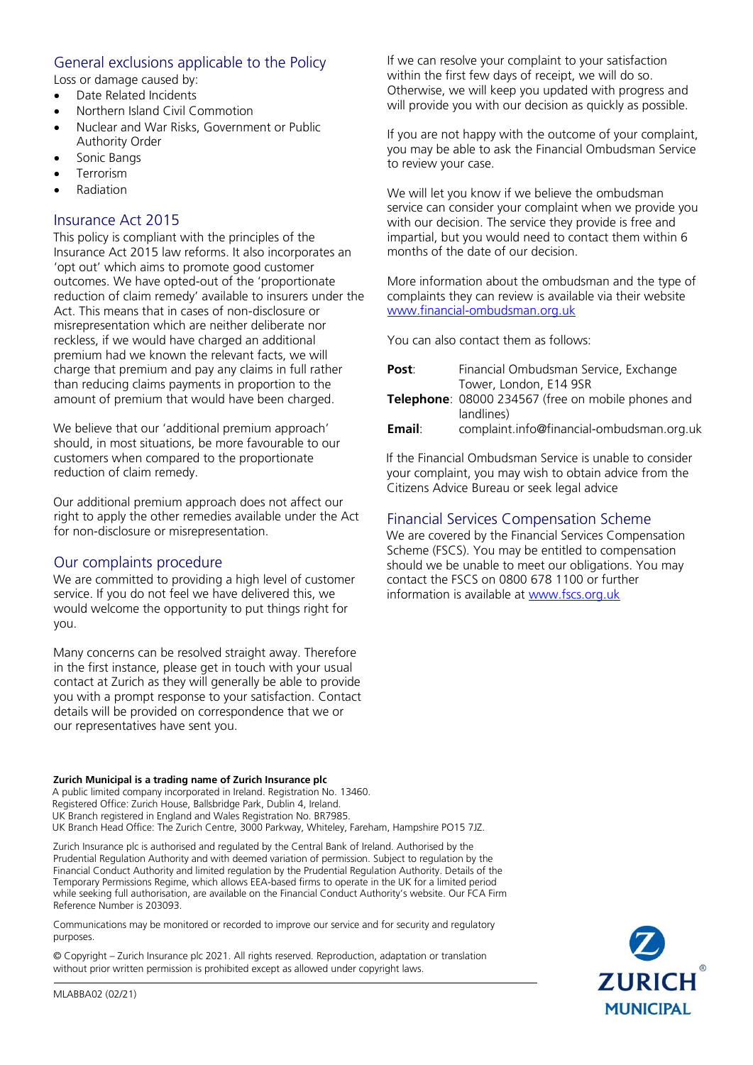## General exclusions applicable to the Policy

Loss or damage caused by:

- Date Related Incidents
- Northern Island Civil Commotion
- Nuclear and War Risks, Government or Public Authority Order
- Sonic Bangs
- Terrorism
- Radiation

## Insurance Act 2015

This policy is compliant with the principles of the Insurance Act 2015 law reforms. It also incorporates an 'opt out' which aims to promote good customer outcomes. We have opted-out of the 'proportionate reduction of claim remedy' available to insurers under the Act. This means that in cases of non-disclosure or misrepresentation which are neither deliberate nor reckless, if we would have charged an additional premium had we known the relevant facts, we will charge that premium and pay any claims in full rather than reducing claims payments in proportion to the amount of premium that would have been charged.

We believe that our 'additional premium approach' should, in most situations, be more favourable to our customers when compared to the proportionate reduction of claim remedy.

Our additional premium approach does not affect our right to apply the other remedies available under the Act for non-disclosure or misrepresentation.

## Our complaints procedure

We are committed to providing a high level of customer service. If you do not feel we have delivered this, we would welcome the opportunity to put things right for you.

Many concerns can be resolved straight away. Therefore in the first instance, please get in touch with your usual contact at Zurich as they will generally be able to provide you with a prompt response to your satisfaction. Contact details will be provided on correspondence that we or our representatives have sent you.

If we can resolve your complaint to your satisfaction within the first few days of receipt, we will do so. Otherwise, we will keep you updated with progress and will provide you with our decision as quickly as possible.

If you are not happy with the outcome of your complaint, you may be able to ask the Financial Ombudsman Service to review your case.

We will let you know if we believe the ombudsman service can consider your complaint when we provide you with our decision. The service they provide is free and impartial, but you would need to contact them within 6 months of the date of our decision.

More information about the ombudsman and the type of complaints they can review is available via their website www.financial-ombudsman.org.uk

You can also contact them as follows:

| | |
|---|---|
| **Post**: | Financial Ombudsman Service, Exchange Tower, London, E14 9SR |
| **Telephone**: | 08000 234567 (free on mobile phones and landlines) |
| **Email**: | complaint.info@financial-ombudsman.org.uk |

If the Financial Ombudsman Service is unable to consider your complaint, you may wish to obtain advice from the Citizens Advice Bureau or seek legal advice

## Financial Services Compensation Scheme

We are covered by the Financial Services Compensation Scheme (FSCS). You may be entitled to compensation should we be unable to meet our obligations. You may contact the FSCS on 0800 678 1100 or further information is available at www.fscs.org.uk

**Zurich Municipal is a trading name of Zurich Insurance plc**
A public limited company incorporated in Ireland. Registration No. 13460.
Registered Office: Zurich House, Ballsbridge Park, Dublin 4, Ireland.
UK Branch registered in England and Wales Registration No. BR7985.
UK Branch Head Office: The Zurich Centre, 3000 Parkway, Whiteley, Fareham, Hampshire PO15 7JZ.

Zurich Insurance plc is authorised and regulated by the Central Bank of Ireland. Authorised by the Prudential Regulation Authority and with deemed variation of permission. Subject to regulation by the Financial Conduct Authority and limited regulation by the Prudential Regulation Authority. Details of the Temporary Permissions Regime, which allows EEA-based firms to operate in the UK for a limited period while seeking full authorisation, are available on the Financial Conduct Authority's website. Our FCA Firm Reference Number is 203093.

Communications may be monitored or recorded to improve our service and for security and regulatory purposes.

© Copyright – Zurich Insurance plc 2021. All rights reserved. Reproduction, adaptation or translation without prior written permission is prohibited except as allowed under copyright laws.

MLABBA02 (02/21)

ZURICH® MUNICIPAL